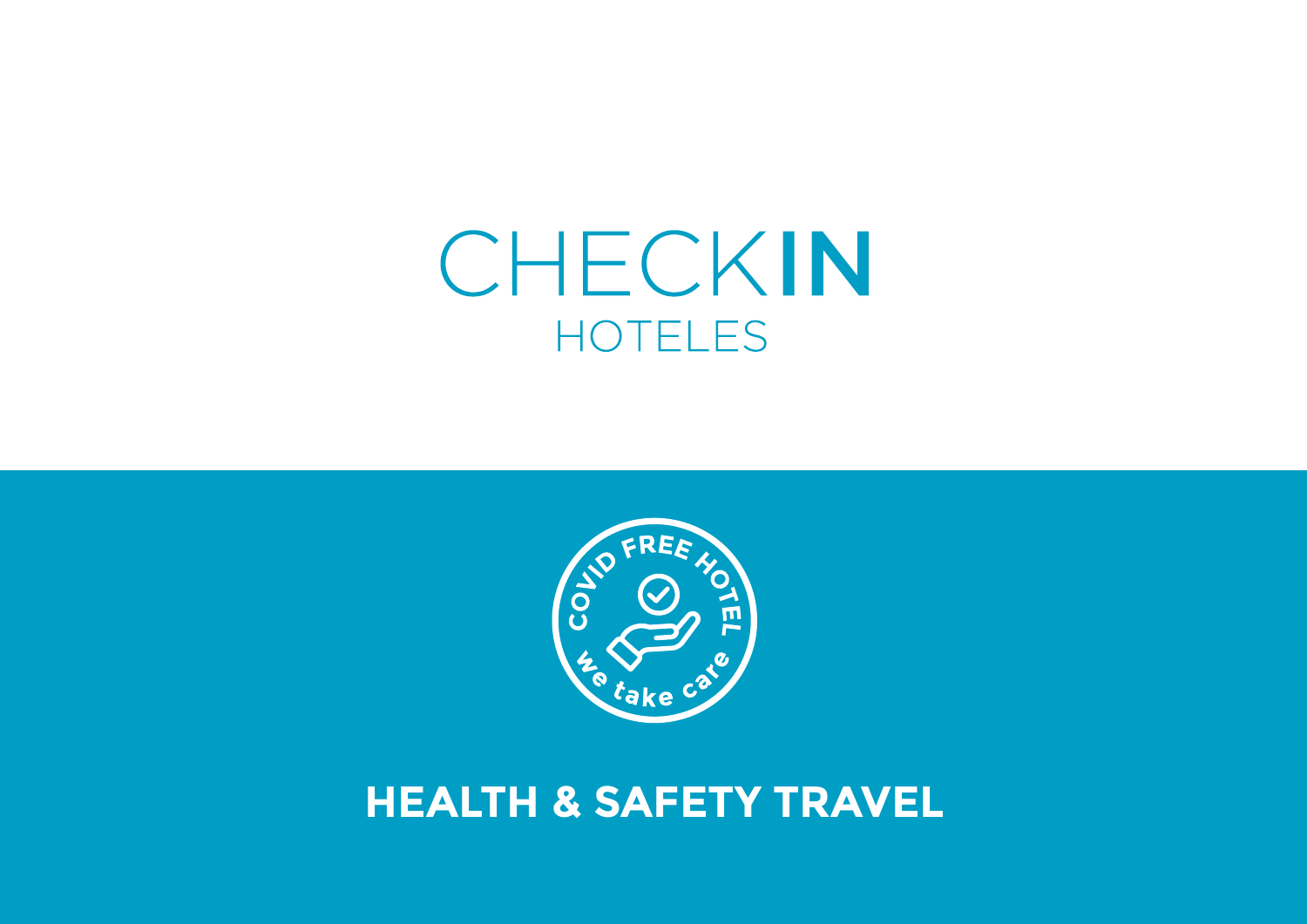# CHECKIN

HOTELES

COVID FREE HOTEL

we take care

## HEALTH & SAFETY TRAVEL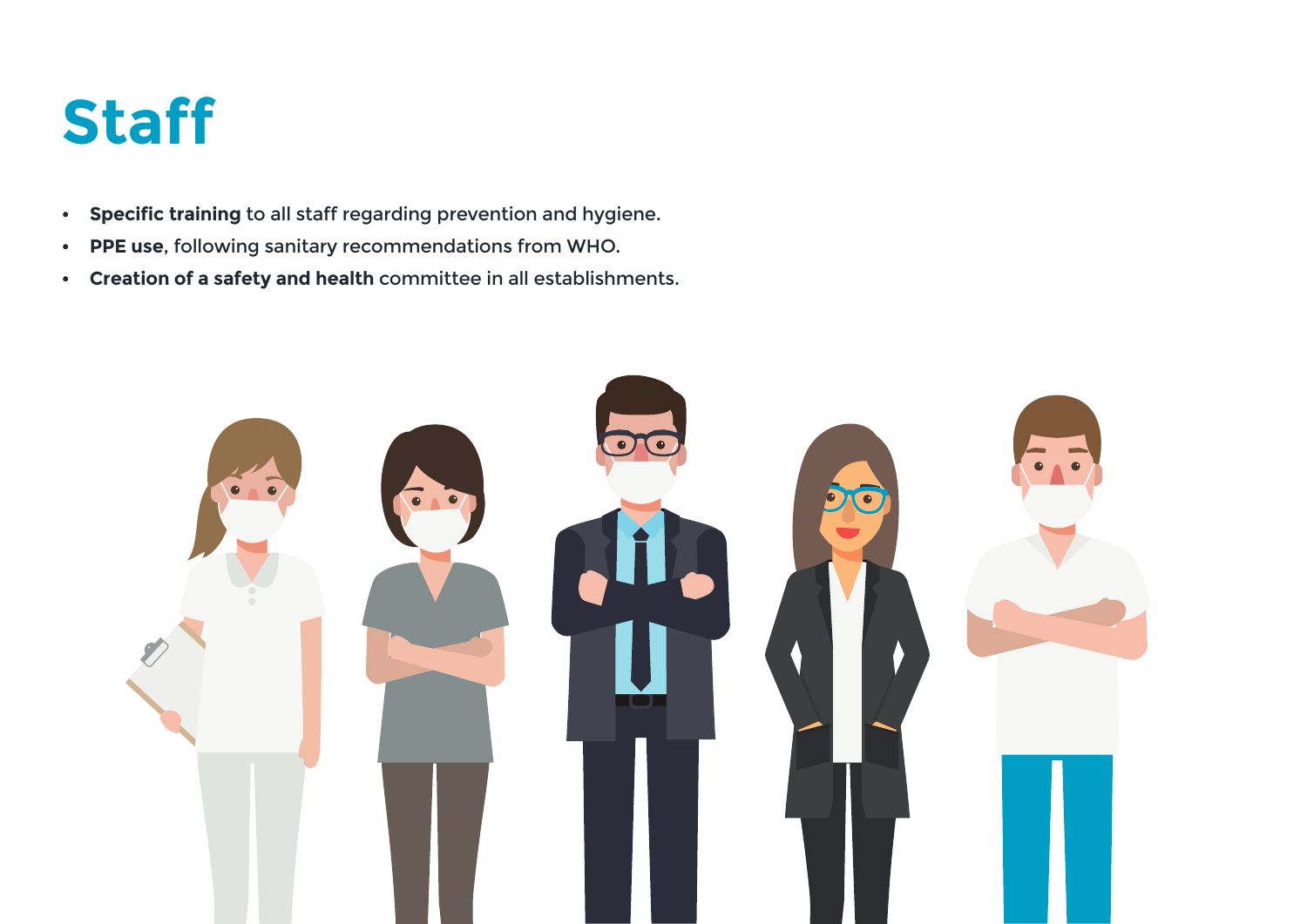# Staff

- **Specific training** to all staff regarding prevention and hygiene.
- **PPE use**, following sanitary recommendations from WHO.
- **Creation of a safety and health** committee in all establishments.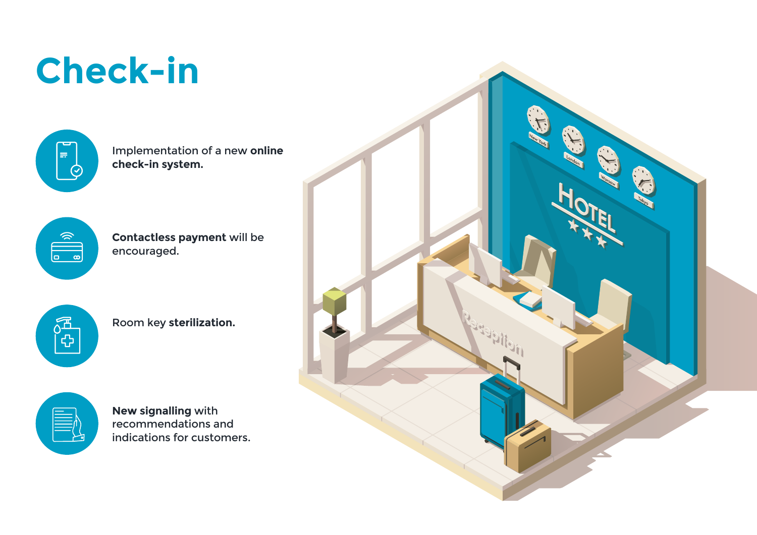# Check-in

- Implementation of a new **online check-in system.**
- **Contactless payment** will be encouraged.
- Room key **sterilization.**
- **New signalling** with recommendations and indications for customers.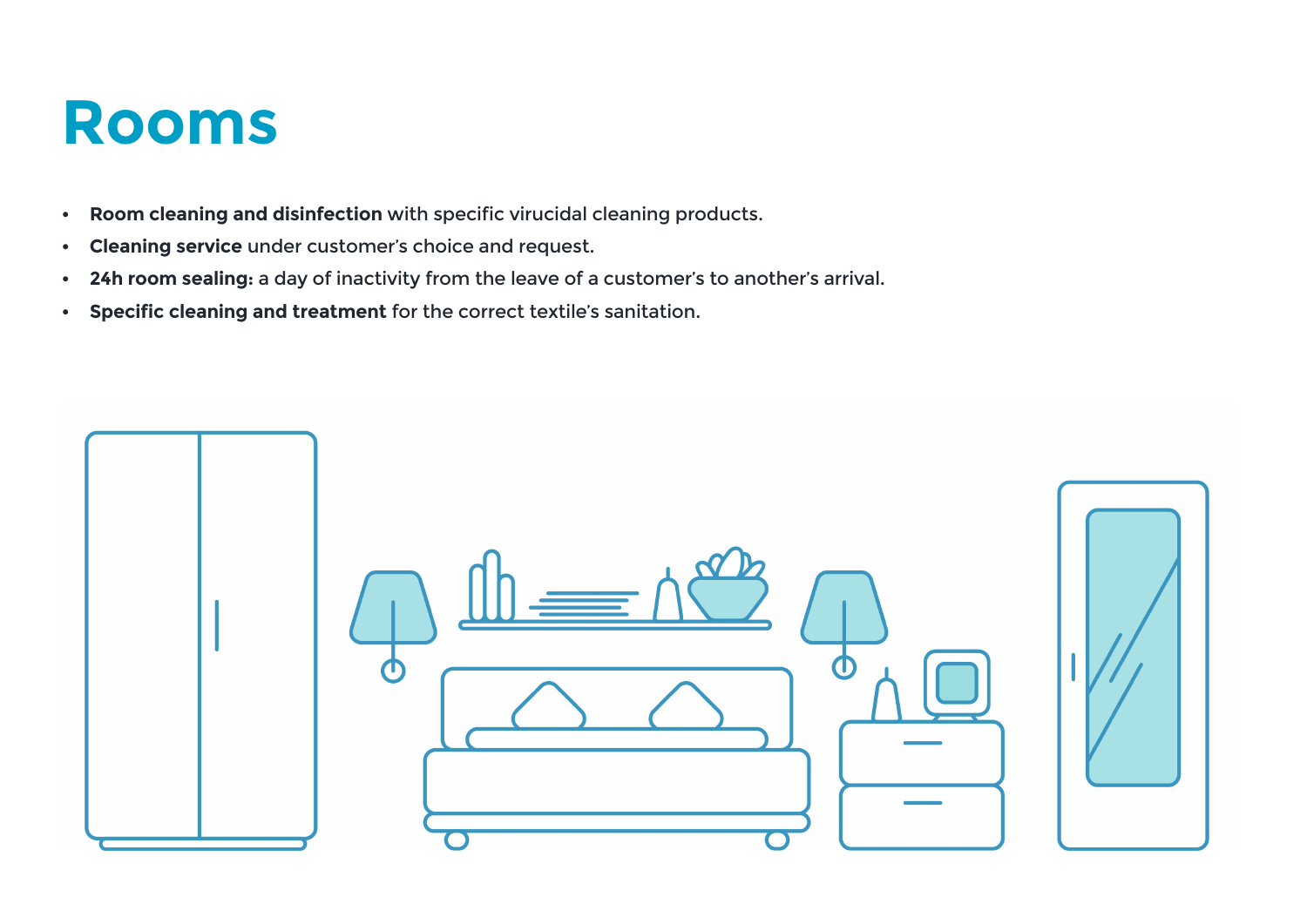# Rooms

- **Room cleaning and disinfection** with specific virucidal cleaning products.
- **Cleaning service** under customer's choice and request.
- **24h room sealing:** a day of inactivity from the leave of a customer's to another's arrival.
- **Specific cleaning and treatment** for the correct textile's sanitation.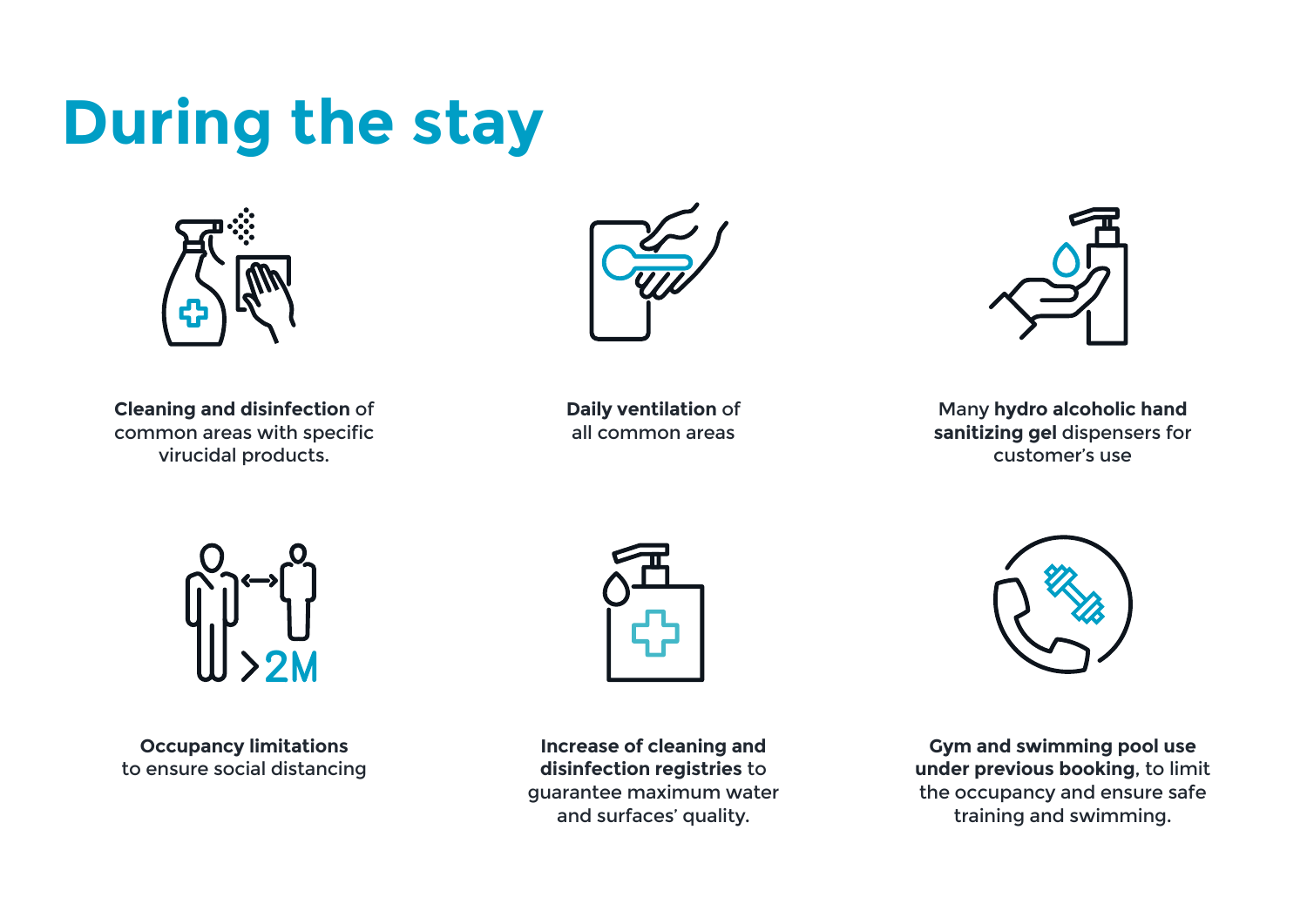# During the stay

**Cleaning and disinfection** of common areas with specific virucidal products.

**Daily ventilation** of all common areas

Many **hydro alcoholic hand sanitizing gel** dispensers for customer's use

>2M

**Occupancy limitations** to ensure social distancing

**Increase of cleaning and disinfection registries** to guarantee maximum water and surfaces' quality.

**Gym and swimming pool use under previous booking**, to limit the occupancy and ensure safe training and swimming.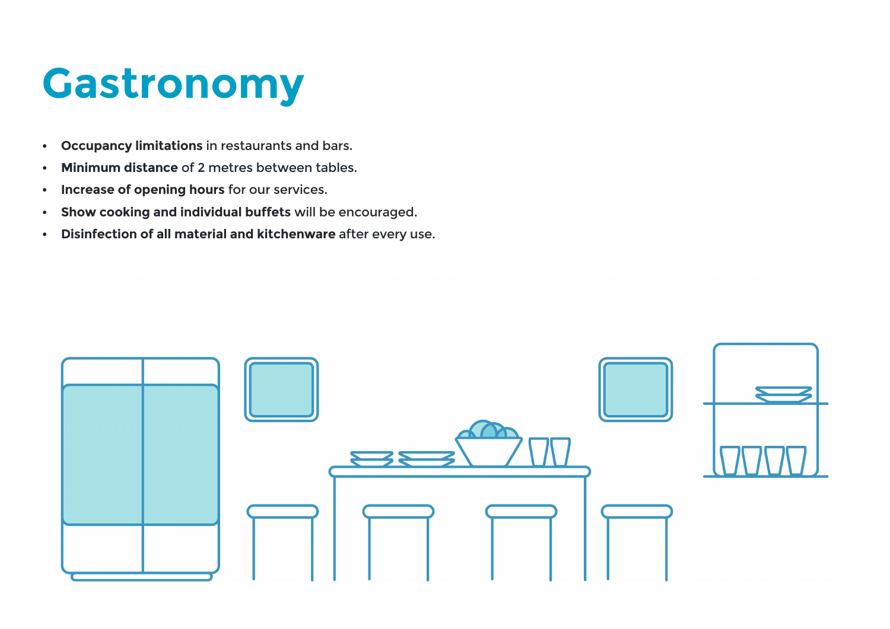# Gastronomy

- **Occupancy limitations** in restaurants and bars.
- **Minimum distance** of 2 metres between tables.
- **Increase of opening hours** for our services.
- **Show cooking and individual buffets** will be encouraged.
- **Disinfection of all material and kitchenware** after every use.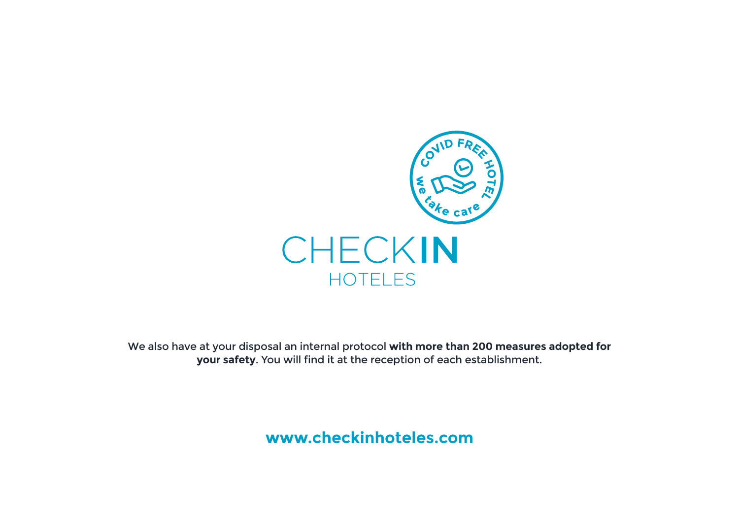COVID FREE HOTEL

we take care

CHECKIN

HOTELES

We also have at your disposal an internal protocol **with more than 200 measures adopted for your safety**. You will find it at the reception of each establishment.

**www.checkinhoteles.com**